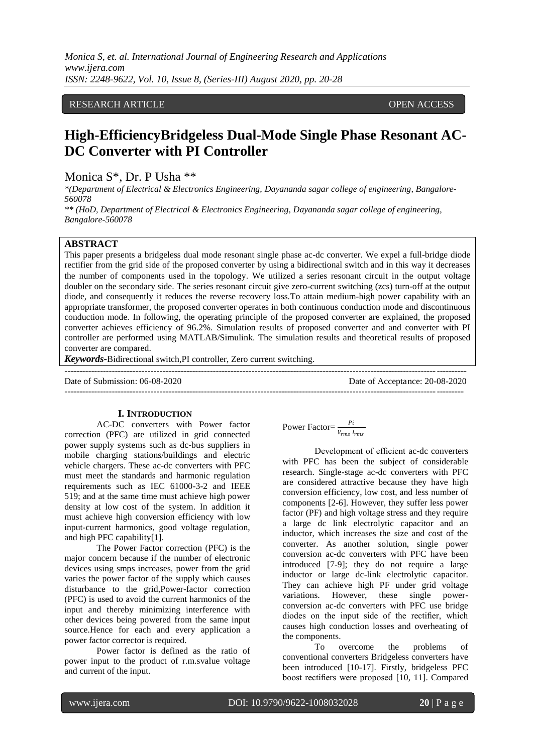RESEARCH ARTICLE OPEN ACCESS

# High-EfficiencyBridgeless Dual-Mode Single Phase Resonant AC-DC Converter with PI Controller

Monica S*, Dr. P Usha **

*(Department of Electrical & Electronics Engineering, Dayananda sagar college of engineering, Bangalore-560078

** (HoD, Department of Electrical & Electronics Engineering, Dayananda sagar college of engineering, Bangalore-560078

## ABSTRACT

This paper presents a bridgeless dual mode resonant single phase ac-dc converter. We expel a full-bridge diode rectifier from the grid side of the proposed converter by using a bidirectional switch and in this way it decreases the number of components used in the topology. We utilized a series resonant circuit in the output voltage doubler on the secondary side. The series resonant circuit give zero-current switching (zcs) turn-off at the output diode, and consequently it reduces the reverse recovery loss.To attain medium-high power capability with an appropriate transformer, the proposed converter operates in both continuous conduction mode and discontinuous conduction mode. In following, the operating principle of the proposed converter are explained, the proposed converter achieves efficiency of 96.2%. Simulation results of proposed converter and and converter with PI controller are performed using MATLAB/Simulink. The simulation results and theoretical results of proposed converter are compared.

***Keywords-***Bidirectional switch,PI controller, Zero current switching.

Date of Submission: 06-08-2020 Date of Acceptance: 20-08-2020

## I. Introduction

AC-DC converters with Power factor correction (PFC) are utilized in grid connected power supply systems such as dc-bus suppliers in mobile charging stations/buildings and electric vehicle chargers. These ac-dc converters with PFC must meet the standards and harmonic regulation requirements such as IEC 61000-3-2 and IEEE 519; and at the same time must achieve high power density at low cost of the system. In addition it must achieve high conversion efficiency with low input-current harmonics, good voltage regulation, and high PFC capability[1].

The Power Factor correction (PFC) is the major concern because if the number of electronic devices using smps increases, power from the grid varies the power factor of the supply which causes disturbance to the grid,Power-factor correction (PFC) is used to avoid the current harmonics of the input and thereby minimizing interference with other devices being powered from the same input source.Hence for each and every application a power factor corrector is required.

Power factor is defined as the ratio of power input to the product of r.m.svalue voltage and current of the input.

$$\text{Power Factor} = \frac{P_i}{V_{rms}\, I_{rms}}$$

Development of efficient ac-dc converters with PFC has been the subject of considerable research. Single-stage ac-dc converters with PFC are considered attractive because they have high conversion efficiency, low cost, and less number of components [2-6]. However, they suffer less power factor (PF) and high voltage stress and they require a large dc link electrolytic capacitor and an inductor, which increases the size and cost of the converter. As another solution, single power conversion ac-dc converters with PFC have been introduced [7-9]; they do not require a large inductor or large dc-link electrolytic capacitor. They can achieve high PF under grid voltage variations. However, these single power-conversion ac-dc converters with PFC use bridge diodes on the input side of the rectifier, which causes high conduction losses and overheating of the components.

To overcome the problems of conventional converters Bridgeless converters have been introduced [10-17]. Firstly, bridgeless PFC boost rectifiers were proposed [10, 11]. Compared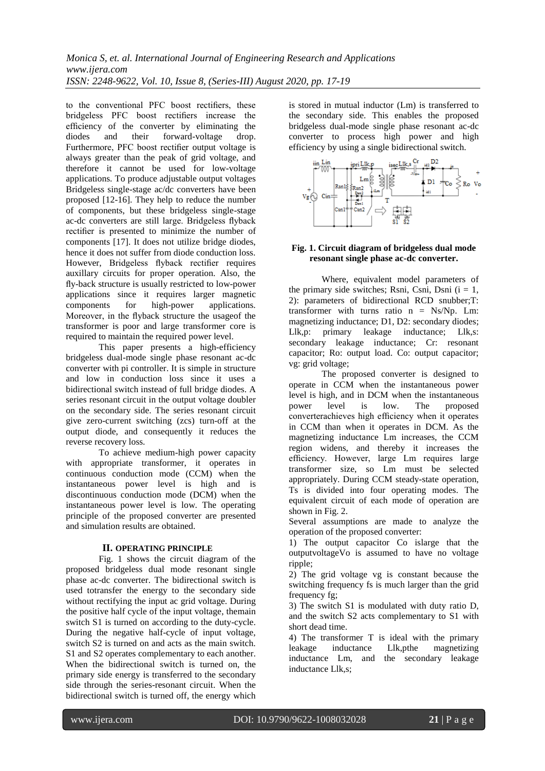to the conventional PFC boost rectifiers, these bridgeless PFC boost rectifiers increase the efficiency of the converter by eliminating the diodes and their forward-voltage drop. Furthermore, PFC boost rectifier output voltage is always greater than the peak of grid voltage, and therefore it cannot be used for low-voltage applications. To produce adjustable output voltages Bridgeless single-stage ac/dc converters have been proposed [12-16]. They help to reduce the number of components, but these bridgeless single-stage ac-dc converters are still large. Bridgeless flyback rectifier is presented to minimize the number of components [17]. It does not utilize bridge diodes, hence it does not suffer from diode conduction loss. However, Bridgeless flyback rectifier requires auxillary circuits for proper operation. Also, the fly-back structure is usually restricted to low-power applications since it requires larger magnetic components for high-power applications. Moreover, in the flyback structure the usageof the transformer is poor and large transformer core is required to maintain the required power level.

This paper presents a high-efficiency bridgeless dual-mode single phase resonant ac-dc converter with pi controller. It is simple in structure and low in conduction loss since it uses a bidirectional switch instead of full bridge diodes. A series resonant circuit in the output voltage doubler on the secondary side. The series resonant circuit give zero-current switching (zcs) turn-off at the output diode, and consequently it reduces the reverse recovery loss.

To achieve medium-high power capacity with appropriate transformer, it operates in continuous conduction mode (CCM) when the instantaneous power level is high and is discontinuous conduction mode (DCM) when the instantaneous power level is low. The operating principle of the proposed converter are presented and simulation results are obtained.

## II. OPERATING PRINCIPLE

Fig. 1 shows the circuit diagram of the proposed bridgeless dual mode resonant single phase ac-dc converter. The bidirectional switch is used totransfer the energy to the secondary side without rectifying the input ac grid voltage. During the positive half cycle of the input voltage, themain switch S1 is turned on according to the duty-cycle. During the negative half-cycle of input voltage, switch S2 is turned on and acts as the main switch. S1 and S2 operates complementary to each another. When the bidirectional switch is turned on, the primary side energy is transferred to the secondary side through the series-resonant circuit. When the bidirectional switch is turned off, the energy which is stored in mutual inductor (Lm) is transferred to the secondary side. This enables the proposed bridgeless dual-mode single phase resonant ac-dc converter to process high power and high efficiency by using a single bidirectional switch.

**Fig. 1. Circuit diagram of bridgeless dual mode resonant single phase ac-dc converter.**

Where, equivalent model parameters of the primary side switches; Rsni, Csni, Dsni ($i = 1, 2$): parameters of bidirectional RCD snubber;T: transformer with turns ratio $n = Ns/Np$. Lm: magnetizing inductance; D1, D2: secondary diodes; Llk,p: primary leakage inductance; Llk,s: secondary leakage inductance; Cr: resonant capacitor; Ro: output load. Co: output capacitor; vg: grid voltage;

The proposed converter is designed to operate in CCM when the instantaneous power level is high, and in DCM when the instantaneous power level is low. The proposed converterachieves high efficiency when it operates in CCM than when it operates in DCM. As the magnetizing inductance Lm increases, the CCM region widens, and thereby it increases the efficiency. However, large Lm requires large transformer size, so Lm must be selected appropriately. During CCM steady-state operation, Ts is divided into four operating modes. The equivalent circuit of each mode of operation are shown in Fig. 2.

Several assumptions are made to analyze the operation of the proposed converter:

1) The output capacitor Co islarge that the outputvoltageVo is assumed to have no voltage ripple;

2) The grid voltage vg is constant because the switching frequency fs is much larger than the grid frequency fg;

3) The switch S1 is modulated with duty ratio D, and the switch S2 acts complementary to S1 with short dead time.

4) The transformer T is ideal with the primary leakage inductance Llk,pthe magnetizing inductance Lm, and the secondary leakage inductance Llk,s;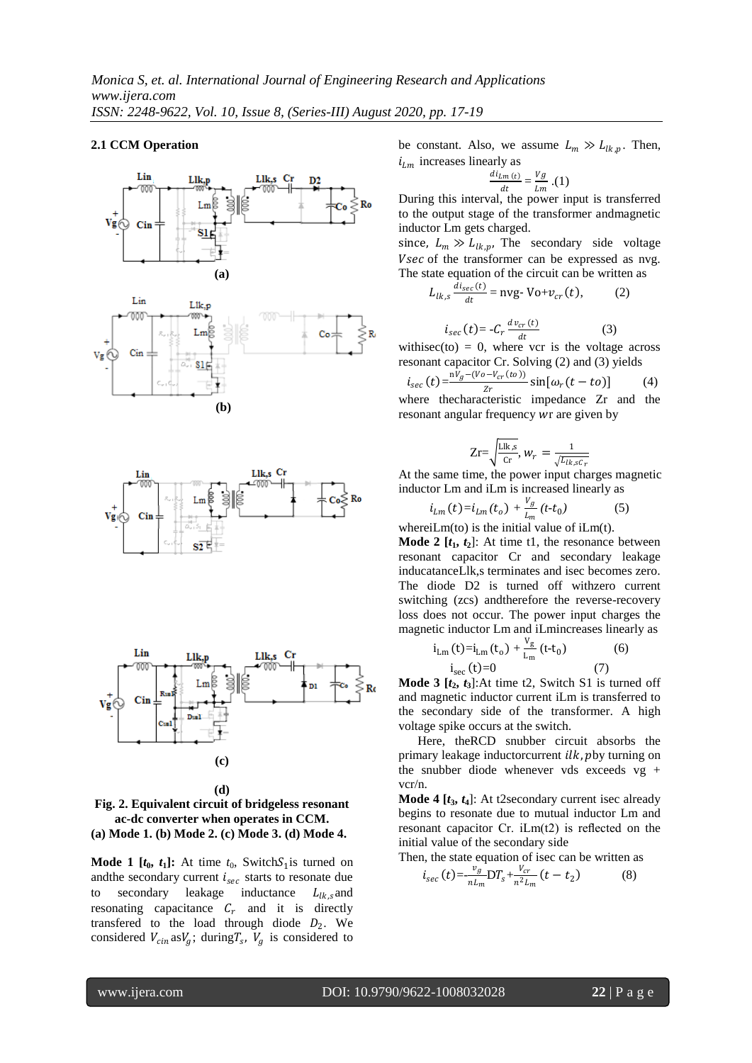### 2.1 CCM Operation

(a)

(b)

(c)

(d)

**Fig. 2. Equivalent circuit of bridgeless resonant ac-dc converter when operates in CCM. (a) Mode 1. (b) Mode 2. (c) Mode 3. (d) Mode 4.**

**Mode 1 [$t_0$, $t_1$]:** At time $t_0$, Switch$S_1$is turned on andthe secondary current $i_{sec}$ starts to resonate due to secondary leakage inductance $L_{lk,s}$and resonating capacitance $C_r$ and it is directly transfered to the load through diode $D_2$. We considered $V_{cin}$ as$V_g$; during$T_s$, $V_g$ is considered to be constant. Also, we assume $L_m \gg L_{lk,p}$. Then, $i_{Lm}$ increases linearly as

$$\frac{di_{Lm}(t)}{dt} = \frac{Vg}{Lm} \quad (1)$$

During this interval, the power input is transferred to the output stage of the transformer andmagnetic inductor Lm gets charged.

since, $L_m \gg L_{lk,p}$, The secondary side voltage $Vsec$ of the transformer can be expressed as nvg. The state equation of the circuit can be written as

$$L_{lk,s}\frac{di_{sec}(t)}{dt} = \text{nvg- Vo} + v_{cr}(t), \qquad (2)$$

$$i_{sec}(t) = -C_r\frac{dv_{cr}(t)}{dt} \qquad (3)$$

withisec(to) = 0, where vcr is the voltage across resonant capacitor Cr. Solving (2) and (3) yields

$$i_{sec}(t) = \frac{nV_g - (Vo - V_{cr}(to))}{Zr}\sin[\omega_r(t - to)] \qquad (4)$$

where thecharacteristic impedance Zr and the resonant angular frequency $wr$ are given by

$$Zr = \sqrt{\frac{Llk,s}{Cr}},\ w_r = \frac{1}{\sqrt{L_{lk,s}C_r}}$$

At the same time, the power input charges magnetic inductor Lm and iLm is increased linearly as

$$i_{Lm}(t) = i_{Lm}(t_o) + \frac{V_g}{L_m}(t - t_0) \qquad (5)$$

whereiLm(to) is the initial value of iLm(t).

**Mode 2 [$t_1$, $t_2$]**: At time t1, the resonance between resonant capacitor Cr and secondary leakage inducatanceLlk,s terminates and isec becomes zero. The diode D2 is turned off withzero current switching (zcs) andtherefore the reverse-recovery loss does not occur. The power input charges the magnetic inductor Lm and iLmincreases linearly as

$$i_{Lm}(t) = i_{Lm}(t_o) + \frac{V_g}{L_m}(t - t_0) \qquad (6)$$

$$i_{sec}(t) = 0 \qquad (7)$$

**Mode 3 [$t_2$, $t_3$]**:At time t2, Switch S1 is turned off and magnetic inductor current iLm is transferred to the secondary side of the transformer. A high voltage spike occurs at the switch.

Here, theRCD snubber circuit absorbs the primary leakage inductorcurrent $ilk,p$by turning on the snubber diode whenever vds exceeds vg + vcr/n.

**Mode 4 [$t_3$, $t_4$]**: At t2secondary current isec already begins to resonate due to mutual inductor Lm and resonant capacitor Cr. iLm(t2) is reflected on the initial value of the secondary side

Then, the state equation of isec can be written as

$$i_{sec}(t) = -\frac{v_g}{nL_m}DT_s + \frac{V_{cr}}{n^2L_m}(t - t_2) \qquad (8)$$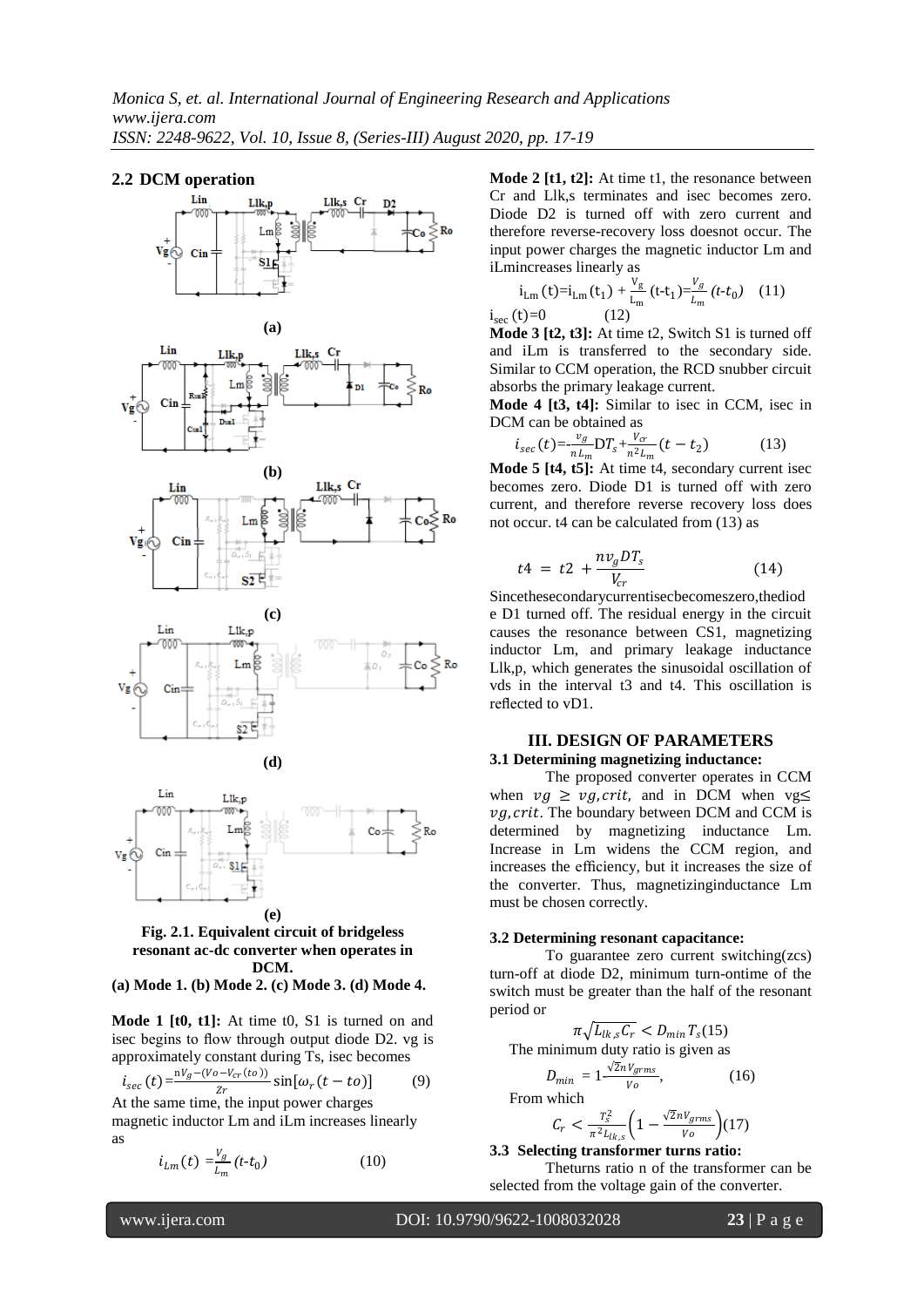### 2.2 DCM operation

(a)

(b)

(c)

(d)

(e)

**Fig. 2.1. Equivalent circuit of bridgeless resonant ac-dc converter when operates in DCM.**
**(a) Mode 1. (b) Mode 2. (c) Mode 3. (d) Mode 4.**

**Mode 1 [t0, t1]:** At time t0, S1 is turned on and isec begins to flow through output diode D2. vg is approximately constant during Ts, isec becomes

$$i_{sec}(t) = \frac{nV_g - (Vo - V_{cr}(to))}{Zr} \sin[\omega_r(t - to)] \qquad (9)$$

At the same time, the input power charges magnetic inductor Lm and iLm increases linearly as

$$i_{Lm}(t) = \frac{V_g}{L_m}(t - t_0) \qquad (10)$$

**Mode 2 [t1, t2]:** At time t1, the resonance between Cr and Llk,s terminates and isec becomes zero. Diode D2 is turned off with zero current and therefore reverse-recovery loss doesnot occur. The input power charges the magnetic inductor Lm and iLmincreases linearly as

$$i_{Lm}(t) = i_{Lm}(t_1) + \frac{V_g}{L_m}(t - t_1) = \frac{V_g}{L_m}(t - t_0) \qquad (11)$$

$$i_{sec}(t) = 0 \qquad (12)$$

**Mode 3 [t2, t3]:** At time t2, Switch S1 is turned off and iLm is transferred to the secondary side. Similar to CCM operation, the RCD snubber circuit absorbs the primary leakage current.

**Mode 4 [t3, t4]:** Similar to isec in CCM, isec in DCM can be obtained as

$$i_{sec}(t) = -\frac{v_g}{nL_m} DT_s + \frac{V_{cr}}{n^2 L_m}(t - t_2) \qquad (13)$$

**Mode 5 [t4, t5]:** At time t4, secondary current isec becomes zero. Diode D1 is turned off with zero current, and therefore reverse recovery loss does not occur. t4 can be calculated from (13) as

$$t4 = t2 + \frac{nv_g DT_s}{V_{cr}} \qquad (14)$$

Sincethesecondarycurrentisecbecomeszero,thediode D1 turned off. The residual energy in the circuit causes the resonance between CS1, magnetizing inductor Lm, and primary leakage inductance Llk,p, which generates the sinusoidal oscillation of vds in the interval t3 and t4. This oscillation is reflected to vD1.

## III. DESIGN OF PARAMETERS

### 3.1 Determining magnetizing inductance:

The proposed converter operates in CCM when $vg \geq vg,crit,$ and in DCM when $vg \leq vg,crit$. The boundary between DCM and CCM is determined by magnetizing inductance Lm. Increase in Lm widens the CCM region, and increases the efficiency, but it increases the size of the converter. Thus, magnetizinginductance Lm must be chosen correctly.

### 3.2 Determining resonant capacitance:

To guarantee zero current switching(zcs) turn-off at diode D2, minimum turn-ontime of the switch must be greater than the half of the resonant period or

$$\pi\sqrt{L_{lk,s}C_r} < D_{min}T_s \qquad (15)$$

The minimum duty ratio is given as

$$D_{min} = 1 - \frac{\sqrt{2}nV_{grms}}{Vo}, \qquad (16)$$

From which

$$C_r < \frac{T_s^2}{\pi^2 L_{lk,s}}\left(1 - \frac{\sqrt{2}nV_{grms}}{Vo}\right) \qquad (17)$$

### 3.3 Selecting transformer turns ratio:

Theturns ratio n of the transformer can be selected from the voltage gain of the converter.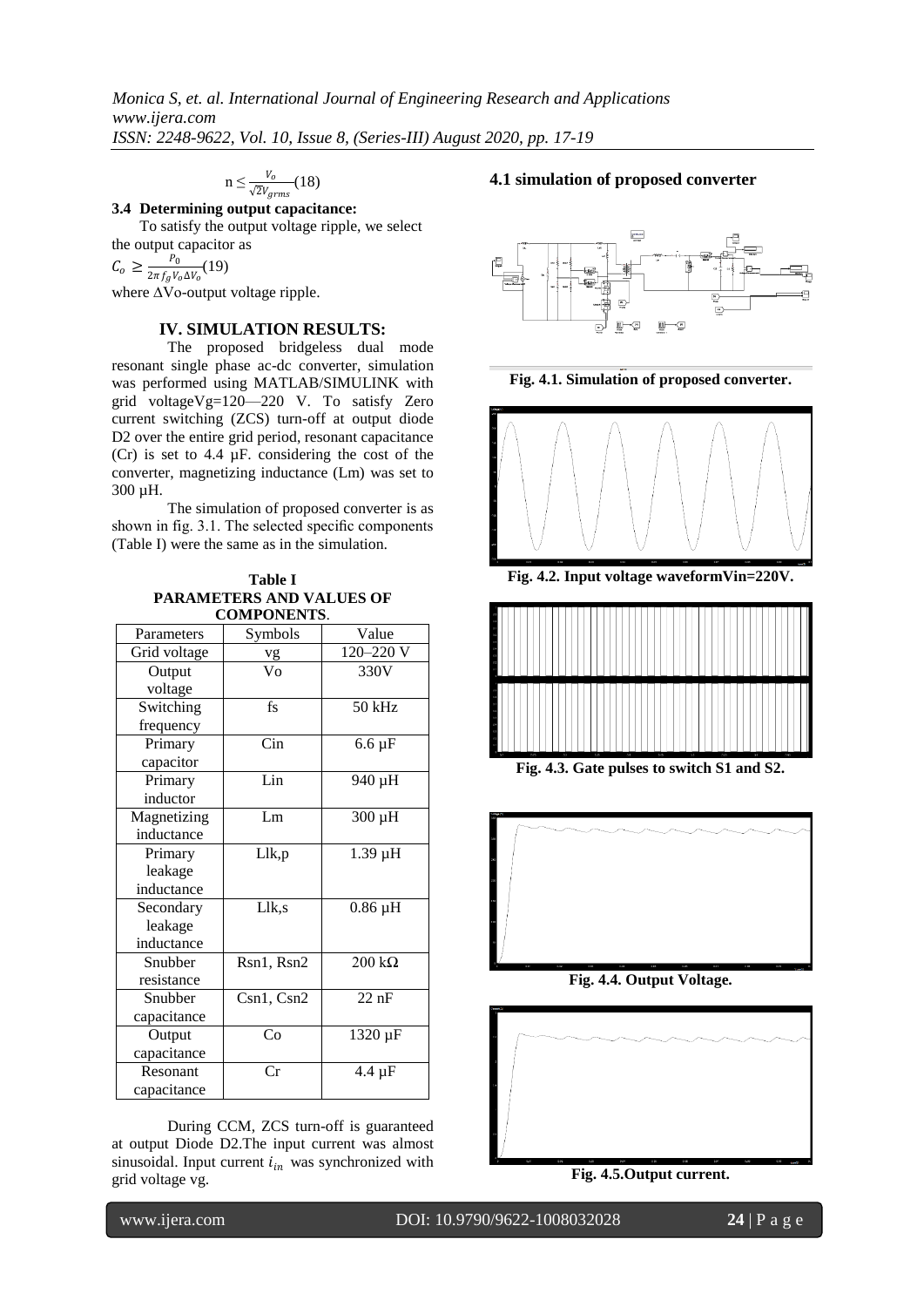$$n \leq \frac{V_o}{\sqrt{2}V_{grms}} \quad (18)$$

### 3.4 Determining output capacitance:

To satisfy the output voltage ripple, we select the output capacitor as

$$C_o \geq \frac{P_0}{2\pi f_g V_o \Delta V_o} \quad (19)$$

where ΔVo-output voltage ripple.

## IV. SIMULATION RESULTS:

The proposed bridgeless dual mode resonant single phase ac-dc converter, simulation was performed using MATLAB/SIMULINK with grid voltageVg=120—220 V. To satisfy Zero current switching (ZCS) turn-off at output diode D2 over the entire grid period, resonant capacitance (Cr) is set to 4.4 µF. considering the cost of the converter, magnetizing inductance (Lm) was set to 300 µH.

The simulation of proposed converter is as shown in fig. 3.1. The selected specific components (Table I) were the same as in the simulation.

**Table I**
**PARAMETERS AND VALUES OF COMPONENTS**.

| Parameters | Symbols | Value |
|---|---|---|
| Grid voltage | vg | 120–220 V |
| Output voltage | Vo | 330V |
| Switching frequency | fs | 50 kHz |
| Primary capacitor | Cin | 6.6 µF |
| Primary inductor | Lin | 940 µH |
| Magnetizing inductance | Lm | 300 µH |
| Primary leakage inductance | Llk,p | 1.39 µH |
| Secondary leakage inductance | Llk,s | 0.86 µH |
| Snubber resistance | Rsn1, Rsn2 | 200 kΩ |
| Snubber capacitance | Csn1, Csn2 | 22 nF |
| Output capacitance | Co | 1320 µF |
| Resonant capacitance | Cr | 4.4 µF |

During CCM, ZCS turn-off is guaranteed at output Diode D2.The input current was almost sinusoidal. Input current $i_{in}$ was synchronized with grid voltage vg.

### 4.1 simulation of proposed converter

**Fig. 4.1. Simulation of proposed converter.**

**Fig. 4.2. Input voltage waveformVin=220V.**

**Fig. 4.3. Gate pulses to switch S1 and S2.**

**Fig. 4.4. Output Voltage.**

**Fig. 4.5.Output current.**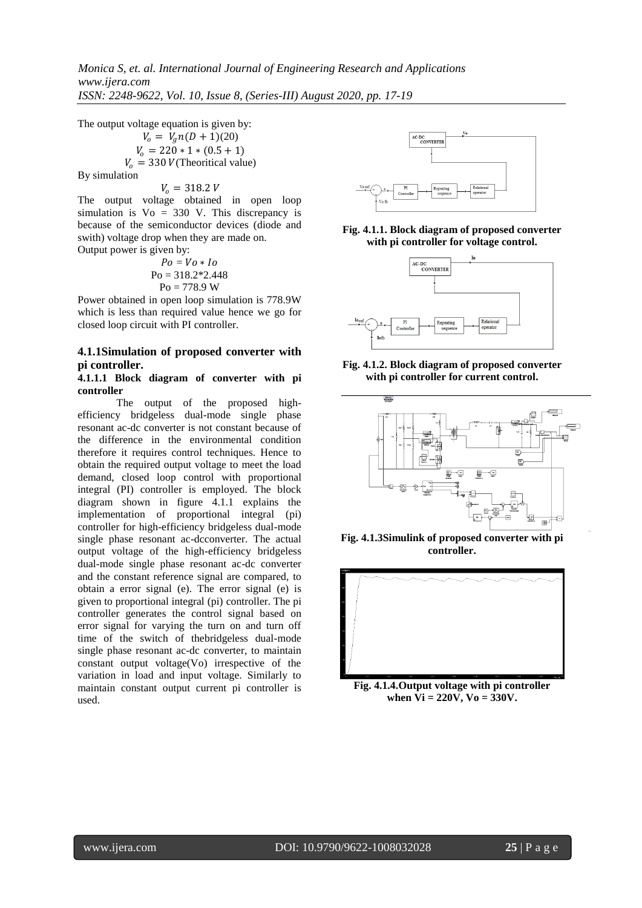The output voltage equation is given by:

$$V_o = V_g n(D+1)(20)$$

$$V_o = 220 * 1 * (0.5 + 1)$$

$$V_o = 330\,V \text{(Theoritical value)}$$

By simulation

$$V_o = 318.2\,V$$

The output voltage obtained in open loop simulation is Vo = 330 V. This discrepancy is because of the semiconductor devices (diode and swith) voltage drop when they are made on.

Output power is given by:

$$Po = Vo * Io$$

$$Po = 318.2*2.448$$

$$Po = 778.9\text{ W}$$

Power obtained in open loop simulation is 778.9W which is less than required value hence we go for closed loop circuit with PI controller.

### 4.1.1Simulation of proposed converter with pi controller.

#### 4.1.1.1 Block diagram of converter with pi controller

The output of the proposed high-efficiency bridgeless dual-mode single phase resonant ac-dc converter is not constant because of the difference in the environmental condition therefore it requires control techniques. Hence to obtain the required output voltage to meet the load demand, closed loop control with proportional integral (PI) controller is employed. The block diagram shown in figure 4.1.1 explains the implementation of proportional integral (pi) controller for high-efficiency bridgeless dual-mode single phase resonant ac-dcconverter. The actual output voltage of the high-efficiency bridgeless dual-mode single phase resonant ac-dc converter and the constant reference signal are compared, to obtain a error signal (e). The error signal (e) is given to proportional integral (pi) controller. The pi controller generates the control signal based on error signal for varying the turn on and turn off time of the switch of thebridgeless dual-mode single phase resonant ac-dc converter, to maintain constant output voltage(Vo) irrespective of the variation in load and input voltage. Similarly to maintain constant output current pi controller is used.

**Fig. 4.1.1. Block diagram of proposed converter with pi controller for voltage control.**

**Fig. 4.1.2. Block diagram of proposed converter with pi controller for current control.**

**Fig. 4.1.3Simulink of proposed converter with pi controller.**

**Fig. 4.1.4.Output voltage with pi controller when Vi = 220V, Vo = 330V.**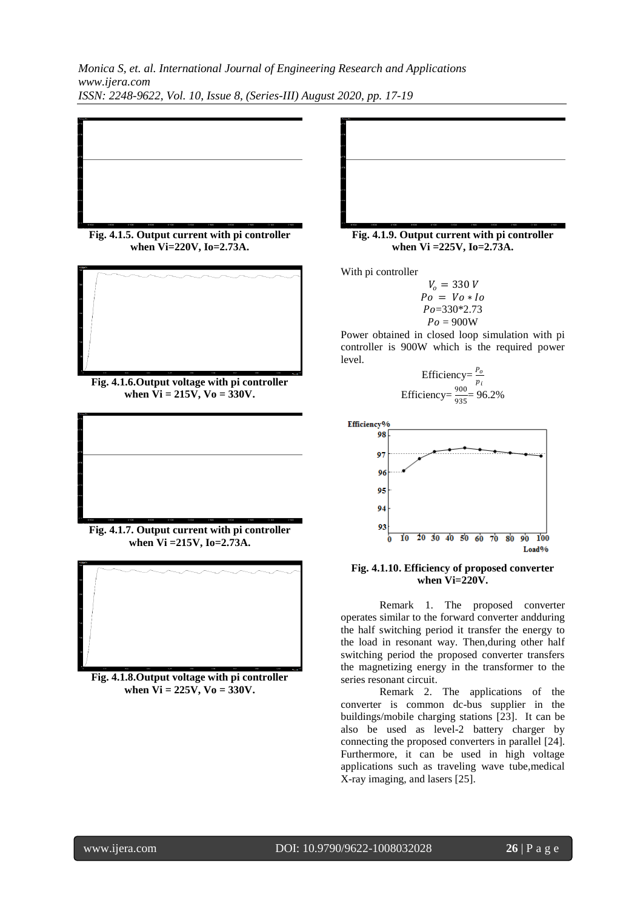Fig. 4.1.5. Output current with pi controller when Vi=220V, Io=2.73A.

Fig. 4.1.6.Output voltage with pi controller when Vi = 215V, Vo = 330V.

Fig. 4.1.7. Output current with pi controller when Vi =215V, Io=2.73A.

Fig. 4.1.8.Output voltage with pi controller when Vi = 225V, Vo = 330V.

Fig. 4.1.9. Output current with pi controller when Vi =225V, Io=2.73A.

With pi controller

$$V_o = 330\,V$$
$$Po = Vo * Io$$
$$Po = 330*2.73$$
$$Po = 900\text{W}$$

Power obtained in closed loop simulation with pi controller is 900W which is the required power level.

$$\text{Efficiency} = \frac{p_o}{p_i}$$
$$\text{Efficiency} = \frac{900}{935} = 96.2\%$$

Fig. 4.1.10. Efficiency of proposed converter when Vi=220V.

Remark 1. The proposed converter operates similar to the forward converter andduring the half switching period it transfer the energy to the load in resonant way. Then,during other half switching period the proposed converter transfers the magnetizing energy in the transformer to the series resonant circuit.

Remark 2. The applications of the converter is common dc-bus supplier in the buildings/mobile charging stations [23]. It can be also be used as level-2 battery charger by connecting the proposed converters in parallel [24]. Furthermore, it can be used in high voltage applications such as traveling wave tube,medical X-ray imaging, and lasers [25].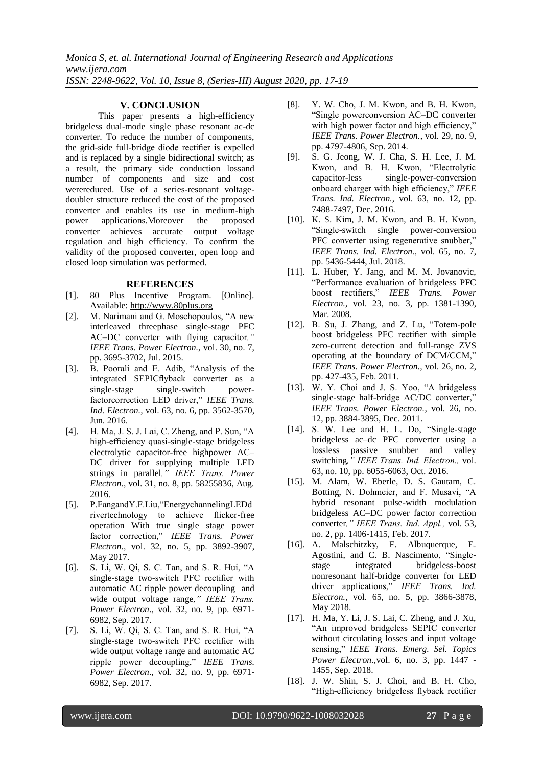## V. CONCLUSION

This paper presents a high-efficiency bridgeless dual-mode single phase resonant ac-dc converter. To reduce the number of components, the grid-side full-bridge diode rectifier is expelled and is replaced by a single bidirectional switch; as a result, the primary side conduction lossand number of components and size and cost werereduced. Use of a series-resonant voltage-doubler structure reduced the cost of the proposed converter and enables its use in medium-high power applications.Moreover the proposed converter achieves accurate output voltage regulation and high efficiency. To confirm the validity of the proposed converter, open loop and closed loop simulation was performed.

## REFERENCES

[1]. 80 Plus Incentive Program. [Online]. Available: http://www.80plus.org

[2]. M. Narimani and G. Moschopoulos, "A new interleaved threephase single-stage PFC AC–DC converter with flying capacitor*," IEEE Trans. Power Electron.*, vol. 30, no. 7, pp. 3695-3702, Jul. 2015.

[3]. B. Poorali and E. Adib, "Analysis of the integrated SEPICflyback converter as a single-stage single-switch power-factorcorrection LED driver," *IEEE Trans. Ind. Electron.*, vol. 63, no. 6, pp. 3562-3570, Jun. 2016.

[4]. H. Ma, J. S. J. Lai, C. Zheng, and P. Sun, "A high-efficiency quasi-single-stage bridgeless electrolytic capacitor-free highpower AC–DC driver for supplying multiple LED strings in parallel*," IEEE Trans. Power Electron*., vol. 31, no. 8, pp. 58255836, Aug. 2016.

[5]. P.FangandY.F.Liu,"EnergychannelingLEDdrivertechnology to achieve flicker-free operation With true single stage power factor correction," *IEEE Trans. Power Electron.*, vol. 32, no. 5, pp. 3892-3907, May 2017.

[6]. S. Li, W. Qi, S. C. Tan, and S. R. Hui, "A single-stage two-switch PFC rectifier with automatic AC ripple power decoupling and wide output voltage range*," IEEE Trans. Power Electron*., vol. 32, no. 9, pp. 6971-6982, Sep. 2017.

[7]. S. Li, W. Qi, S. C. Tan, and S. R. Hui, "A single-stage two-switch PFC rectifier with wide output voltage range and automatic AC ripple power decoupling," *IEEE Trans. Power Electron*., vol. 32, no. 9, pp. 6971-6982, Sep. 2017.

[8]. Y. W. Cho, J. M. Kwon, and B. H. Kwon, "Single powerconversion AC–DC converter with high power factor and high efficiency," *IEEE Trans. Power Electron.*, vol. 29, no. 9, pp. 4797-4806, Sep. 2014.

[9]. S. G. Jeong, W. J. Cha, S. H. Lee, J. M. Kwon, and B. H. Kwon, "Electrolytic capacitor-less single-power-conversion onboard charger with high efficiency," *IEEE Trans. Ind. Electron.*, vol. 63, no. 12, pp. 7488-7497, Dec. 2016.

[10]. K. S. Kim, J. M. Kwon, and B. H. Kwon, "Single-switch single power-conversion PFC converter using regenerative snubber," *IEEE Trans. Ind. Electron.*, vol. 65, no. 7, pp. 5436-5444, Jul. 2018.

[11]. L. Huber, Y. Jang, and M. M. Jovanovic, "Performance evaluation of bridgeless PFC boost rectifiers," *IEEE Trans. Power Electron.*, vol. 23, no. 3, pp. 1381-1390, Mar. 2008.

[12]. B. Su, J. Zhang, and Z. Lu, "Totem-pole boost bridgeless PFC rectifier with simple zero-current detection and full-range ZVS operating at the boundary of DCM/CCM," *IEEE Trans. Power Electron.*, vol. 26, no. 2, pp. 427-435, Feb. 2011.

[13]. W. Y. Choi and J. S. Yoo, "A bridgeless single-stage half-bridge AC/DC converter," *IEEE Trans. Power Electron.*, vol. 26, no. 12, pp. 3884-3895, Dec. 2011.

[14]. S. W. Lee and H. L. Do, "Single-stage bridgeless ac–dc PFC converter using a lossless passive snubber and valley switching*," IEEE Trans. Ind. Electron.,* vol. 63, no. 10, pp. 6055-6063, Oct. 2016.

[15]. M. Alam, W. Eberle, D. S. Gautam, C. Botting, N. Dohmeier, and F. Musavi, "A hybrid resonant pulse-width modulation bridgeless AC–DC power factor correction converter*," IEEE Trans. Ind. Appl.,* vol. 53, no. 2, pp. 1406-1415, Feb. 2017.

[16]. A. Malschitzky, F. Albuquerque, E. Agostini, and C. B. Nascimento, "Single-stage integrated bridgeless-boost nonresonant half-bridge converter for LED driver applications," *IEEE Trans. Ind. Electron.*, vol. 65, no. 5, pp. 3866-3878, May 2018.

[17]. H. Ma, Y. Li, J. S. Lai, C. Zheng, and J. Xu, "An improved bridgeless SEPIC converter without circulating losses and input voltage sensing," *IEEE Trans. Emerg. Sel. Topics Power Electron.*,vol. 6, no. 3, pp. 1447 - 1455, Sep. 2018.

[18]. J. W. Shin, S. J. Choi, and B. H. Cho, "High-efficiency bridgeless flyback rectifier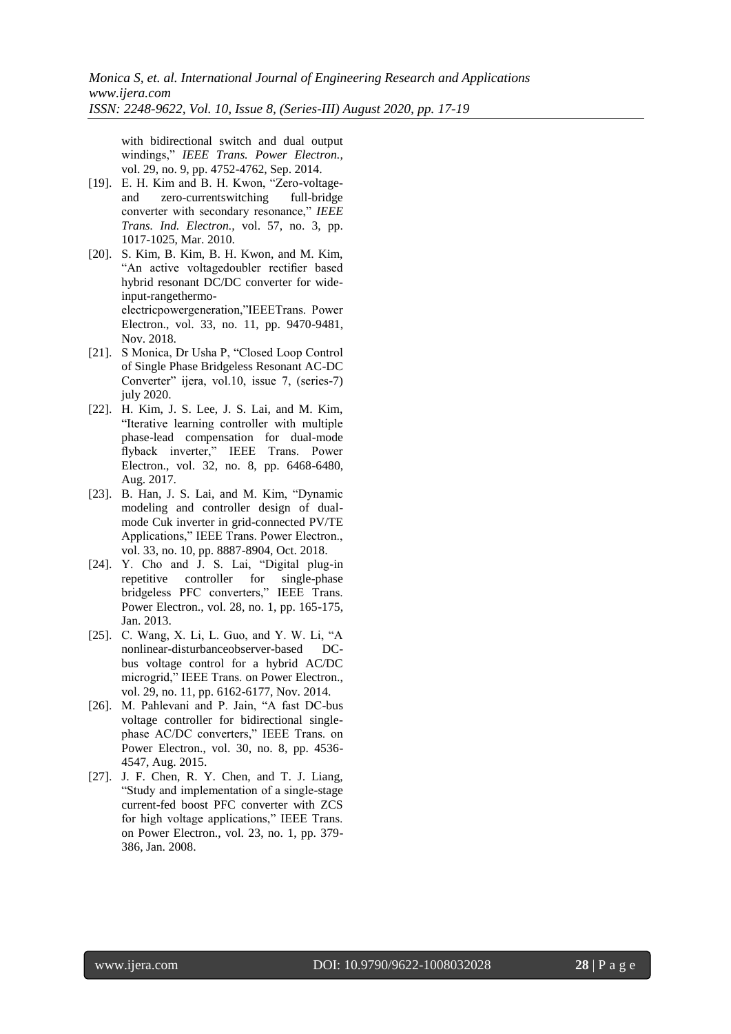with bidirectional switch and dual output windings," *IEEE Trans. Power Electron.*, vol. 29, no. 9, pp. 4752-4762, Sep. 2014.

[19]. E. H. Kim and B. H. Kwon, "Zero-voltage- and zero-currentswitching full-bridge converter with secondary resonance," *IEEE Trans. Ind. Electron.*, vol. 57, no. 3, pp. 1017-1025, Mar. 2010.

[20]. S. Kim, B. Kim, B. H. Kwon, and M. Kim, "An active voltagedoubler rectifier based hybrid resonant DC/DC converter for wide-input-rangethermo-electricpowergeneration,"IEEETrans. Power Electron., vol. 33, no. 11, pp. 9470-9481, Nov. 2018.

[21]. S Monica, Dr Usha P, "Closed Loop Control of Single Phase Bridgeless Resonant AC-DC Converter" ijera, vol.10, issue 7, (series-7) july 2020.

[22]. H. Kim, J. S. Lee, J. S. Lai, and M. Kim, "Iterative learning controller with multiple phase-lead compensation for dual-mode flyback inverter," IEEE Trans. Power Electron., vol. 32, no. 8, pp. 6468-6480, Aug. 2017.

[23]. B. Han, J. S. Lai, and M. Kim, "Dynamic modeling and controller design of dual-mode Cuk inverter in grid-connected PV/TE Applications," IEEE Trans. Power Electron., vol. 33, no. 10, pp. 8887-8904, Oct. 2018.

[24]. Y. Cho and J. S. Lai, "Digital plug-in repetitive controller for single-phase bridgeless PFC converters," IEEE Trans. Power Electron., vol. 28, no. 1, pp. 165-175, Jan. 2013.

[25]. C. Wang, X. Li, L. Guo, and Y. W. Li, "A nonlinear-disturbanceobserver-based DC-bus voltage control for a hybrid AC/DC microgrid," IEEE Trans. on Power Electron., vol. 29, no. 11, pp. 6162-6177, Nov. 2014.

[26]. M. Pahlevani and P. Jain, "A fast DC-bus voltage controller for bidirectional single-phase AC/DC converters," IEEE Trans. on Power Electron., vol. 30, no. 8, pp. 4536-4547, Aug. 2015.

[27]. J. F. Chen, R. Y. Chen, and T. J. Liang, "Study and implementation of a single-stage current-fed boost PFC converter with ZCS for high voltage applications," IEEE Trans. on Power Electron., vol. 23, no. 1, pp. 379-386, Jan. 2008.